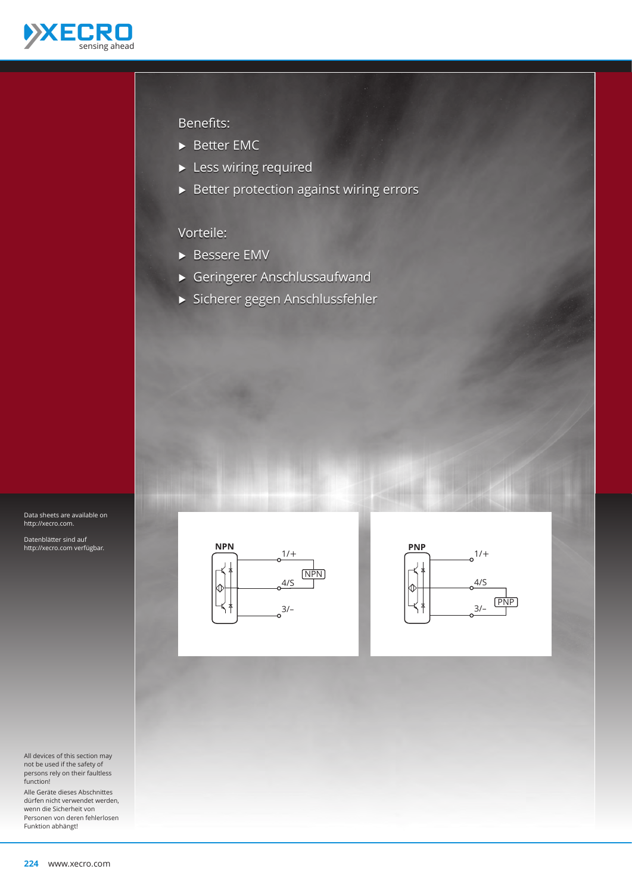Benefits:

- Better EMC
- Less wiring required
- Better protection against wiring errors

Vorteile:

- Bessere EMV
- Geringerer Anschlussaufwand
- Sicherer gegen Anschlussfehler

Data sheets are available on http://xecro.com.

Datenblätter sind auf http://xecro.com verfügbar.

**NPN**

1/+

NPN

4/S

3/–

**PNP**

1/+

4/S

PNP

3/–

All devices of this section may not be used if the safety of persons rely on their faultless function!

Alle Geräte dieses Abschnittes dürfen nicht verwendet werden, wenn die Sicherheit von Personen von deren fehlerlosen Funktion abhängt!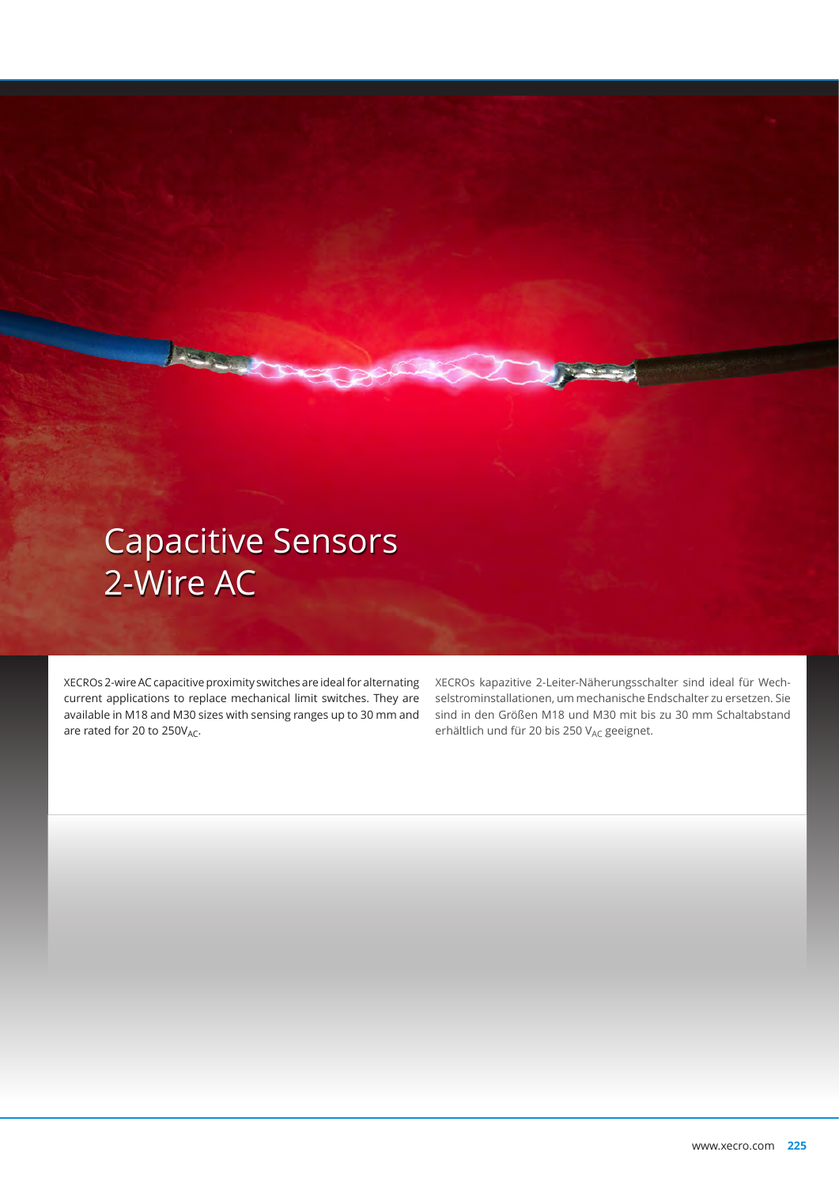# Capacitive Sensors 2-Wire AC

XECROs 2-wire AC capacitive proximity switches are ideal for alternating current applications to replace mechanical limit switches. They are available in M18 and M30 sizes with sensing ranges up to 30 mm and are rated for 20 to 250$V_{AC}$.

XECROs kapazitive 2-Leiter-Näherungsschalter sind ideal für Wechselstrominstallationen, um mechanische Endschalter zu ersetzen. Sie sind in den Größen M18 und M30 mit bis zu 30 mm Schaltabstand erhältlich und für 20 bis 250 $V_{AC}$ geeignet.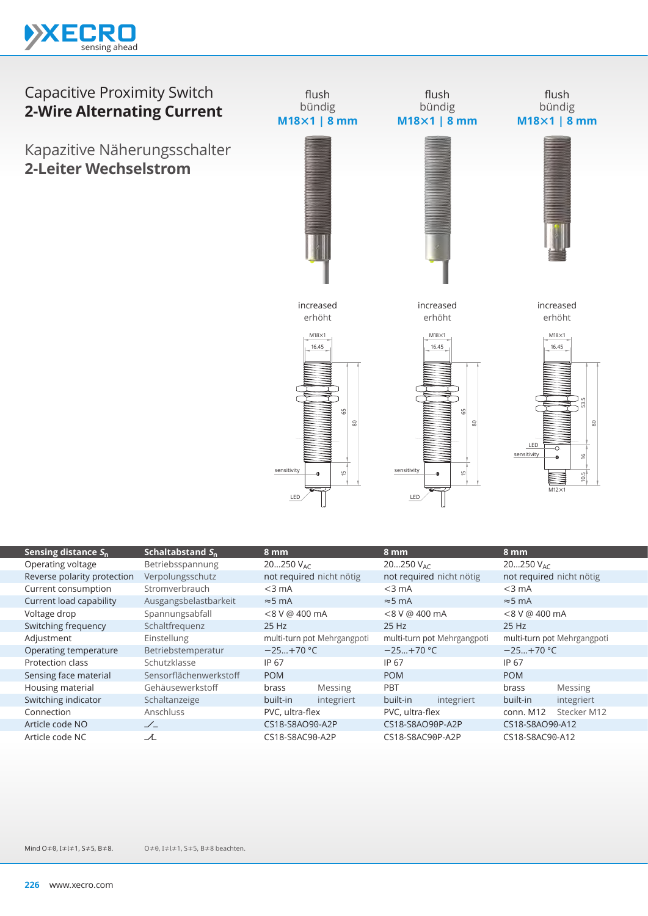# Capacitive Proximity Switch
## 2-Wire Alternating Current

# Kapazitive Näherungsschalter
## 2-Leiter Wechselstrom

| | | flush bündig **M18×1 \| 8 mm** | flush bündig **M18×1 \| 8 mm** | flush bündig **M18×1 \| 8 mm** |
|---|---|---|---|---|
| | | increased erhöht | increased erhöht | increased erhöht |
| **Sensing distance $S_n$** | **Schaltabstand $S_n$** | **8 mm** | **8 mm** | **8 mm** |
| Operating voltage | Betriebsspannung | 20…250 $V_{AC}$ | 20…250 $V_{AC}$ | 20…250 $V_{AC}$ |
| Reverse polarity protection | Verpolungsschutz | not required nicht nötig | not required nicht nötig | not required nicht nötig |
| Current consumption | Stromverbrauch | <3 mA | <3 mA | <3 mA |
| Current load capability | Ausgangsbelastbarkeit | ≈5 mA | ≈5 mA | ≈5 mA |
| Voltage drop | Spannungsabfall | <8 V @ 400 mA | <8 V @ 400 mA | <8 V @ 400 mA |
| Switching frequency | Schaltfrequenz | 25 Hz | 25 Hz | 25 Hz |
| Adjustment | Einstellung | multi-turn pot Mehrgangpoti | multi-turn pot Mehrgangpoti | multi-turn pot Mehrgangpoti |
| Operating temperature | Betriebstemperatur | −25…+70 °C | −25…+70 °C | −25…+70 °C |
| Protection class | Schutzklasse | IP 67 | IP 67 | IP 67 |
| Sensing face material | Sensorflächenwerkstoff | POM | POM | POM |
| Housing material | Gehäusewerkstoff | brass Messing | PBT | brass Messing |
| Switching indicator | Schaltanzeige | built-in integriert | built-in integriert | built-in integriert |
| Connection | Anschluss | PVC, ultra-flex | PVC, ultra-flex | conn. M12 Stecker M12 |
| Article code NO | ⁄‾ | CS18-S8AO90-A2P | CS18-S8AO90P-A2P | CS18-S8AO90-A12 |
| Article code NC | ⁄̲ | CS18-S8AC90-A2P | CS18-S8AC90P-A2P | CS18-S8AC90-A12 |

Mind O≠0, I≠l≠1, S≠5, B≠8. O≠0, I≠l≠1, S≠5, B≠8 beachten.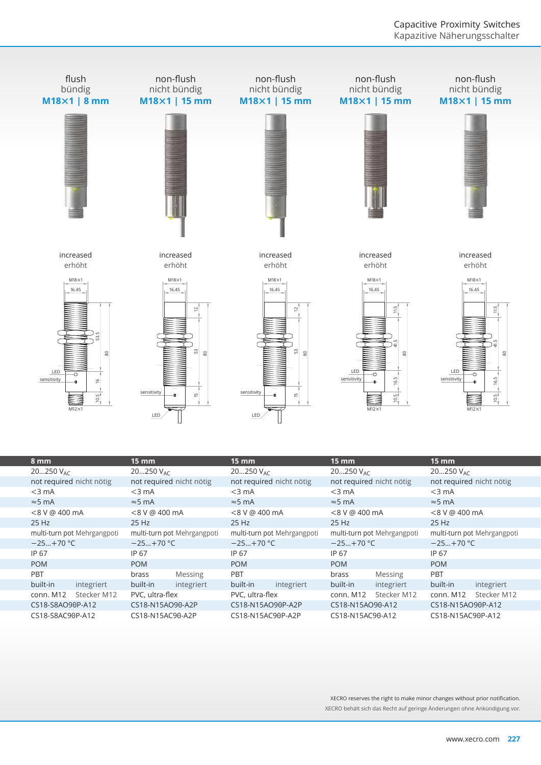| flush / bündig **M18×1 \| 8 mm** | non-flush / nicht bündig **M18×1 \| 15 mm** | non-flush / nicht bündig **M18×1 \| 15 mm** | non-flush / nicht bündig **M18×1 \| 15 mm** | non-flush / nicht bündig **M18×1 \| 15 mm** |
|---|---|---|---|---|
| increased / erhöht | increased / erhöht | increased / erhöht | increased / erhöht | increased / erhöht |

| 8 mm | 15 mm | 15 mm | 15 mm | 15 mm |
|---|---|---|---|---|
| 20…250 $V_{AC}$ | 20…250 $V_{AC}$ | 20…250 $V_{AC}$ | 20…250 $V_{AC}$ | 20…250 $V_{AC}$ |
| not required nicht nötig | not required nicht nötig | not required nicht nötig | not required nicht nötig | not required nicht nötig |
| <3 mA | <3 mA | <3 mA | <3 mA | <3 mA |
| ≈5 mA | ≈5 mA | ≈5 mA | ≈5 mA | ≈5 mA |
| <8 V @ 400 mA | <8 V @ 400 mA | <8 V @ 400 mA | <8 V @ 400 mA | <8 V @ 400 mA |
| 25 Hz | 25 Hz | 25 Hz | 25 Hz | 25 Hz |
| multi-turn pot Mehrgangpoti | multi-turn pot Mehrgangpoti | multi-turn pot Mehrgangpoti | multi-turn pot Mehrgangpoti | multi-turn pot Mehrgangpoti |
| −25…+70 °C | −25…+70 °C | −25…+70 °C | −25…+70 °C | −25…+70 °C |
| IP 67 | IP 67 | IP 67 | IP 67 | IP 67 |
| POM | POM | POM | POM | POM |
| PBT | brass Messing | PBT | brass Messing | PBT |
| built-in integriert | built-in integriert | built-in integriert | built-in integriert | built-in integriert |
| conn. M12 Stecker M12 | PVC, ultra-flex | PVC, ultra-flex | conn. M12 Stecker M12 | conn. M12 Stecker M12 |
| CS18-S8AO90P-A12 | CS18-N15AO90-A2P | CS18-N15AO90P-A2P | CS18-N15AO90-A12 | CS18-N15AO90P-A12 |
| CS18-S8AC90P-A12 | CS18-N15AC90-A2P | CS18-N15AC90P-A2P | CS18-N15AC90-A12 | CS18-N15AC90P-A12 |

XECRO reserves the right to make minor changes without prior notification.
XECRO behält sich das Recht auf geringe Änderungen ohne Ankündigung vor.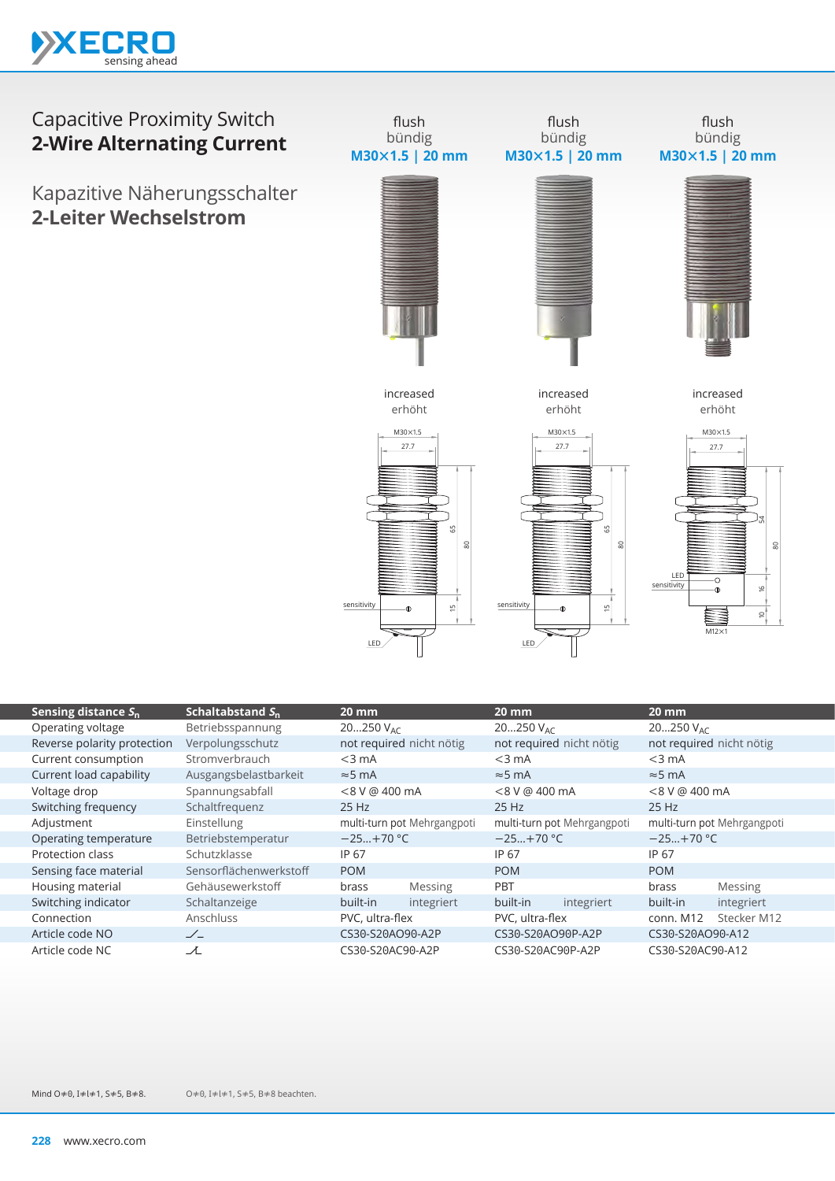# Capacitive Proximity Switch
## 2-Wire Alternating Current

# Kapazitive Näherungsschalter
## 2-Leiter Wechselstrom

| | | flush / bündig M30×1.5 \| 20 mm | flush / bündig M30×1.5 \| 20 mm | flush / bündig M30×1.5 \| 20 mm |
|---|---|---|---|---|
| | | increased / erhöht | increased / erhöht | increased / erhöht |
| **Sensing distance $S_n$** | **Schaltabstand $S_n$** | **20 mm** | **20 mm** | **20 mm** |
| Operating voltage | Betriebsspannung | 20…250 $V_{AC}$ | 20…250 $V_{AC}$ | 20…250 $V_{AC}$ |
| Reverse polarity protection | Verpolungsschutz | not required nicht nötig | not required nicht nötig | not required nicht nötig |
| Current consumption | Stromverbrauch | <3 mA | <3 mA | <3 mA |
| Current load capability | Ausgangsbelastbarkeit | ≈5 mA | ≈5 mA | ≈5 mA |
| Voltage drop | Spannungsabfall | <8 V @ 400 mA | <8 V @ 400 mA | <8 V @ 400 mA |
| Switching frequency | Schaltfrequenz | 25 Hz | 25 Hz | 25 Hz |
| Adjustment | Einstellung | multi-turn pot Mehrgangpoti | multi-turn pot Mehrgangpoti | multi-turn pot Mehrgangpoti |
| Operating temperature | Betriebstemperatur | −25…+70 °C | −25…+70 °C | −25…+70 °C |
| Protection class | Schutzklasse | IP 67 | IP 67 | IP 67 |
| Sensing face material | Sensorflächenwerkstoff | POM | POM | POM |
| Housing material | Gehäusewerkstoff | brass Messing | PBT | brass Messing |
| Switching indicator | Schaltanzeige | built-in integriert | built-in integriert | built-in integriert |
| Connection | Anschluss | PVC, ultra-flex | PVC, ultra-flex | conn. M12 Stecker M12 |
| Article code NO | | CS30-S20AO90-A2P | CS30-S20AO90P-A2P | CS30-S20AO90-A12 |
| Article code NC | | CS30-S20AC90-A2P | CS30-S20AC90P-A2P | CS30-S20AC90-A12 |

Mind O≠0, I≠l≠1, S≠5, B≠8. O≠0, I≠l≠1, S≠5, B≠8 beachten.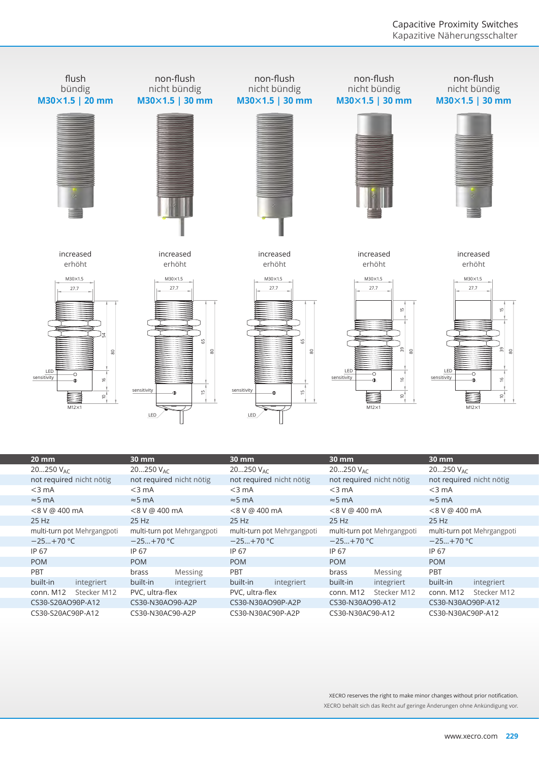# Capacitive Proximity Switches
Kapazitive Näherungsschalter

| flush bündig M30×1.5 \| 20 mm | non-flush nicht bündig M30×1.5 \| 30 mm | non-flush nicht bündig M30×1.5 \| 30 mm | non-flush nicht bündig M30×1.5 \| 30 mm | non-flush nicht bündig M30×1.5 \| 30 mm |
|---|---|---|---|---|
| increased erhöht | increased erhöht | increased erhöht | increased erhöht | increased erhöht |

| 20 mm | 30 mm | 30 mm | 30 mm | 30 mm |
|---|---|---|---|---|
| 20…250 $V_{AC}$ | 20…250 $V_{AC}$ | 20…250 $V_{AC}$ | 20…250 $V_{AC}$ | 20…250 $V_{AC}$ |
| not required nicht nötig | not required nicht nötig | not required nicht nötig | not required nicht nötig | not required nicht nötig |
| <3 mA | <3 mA | <3 mA | <3 mA | <3 mA |
| ≈5 mA | ≈5 mA | ≈5 mA | ≈5 mA | ≈5 mA |
| <8 V @ 400 mA | <8 V @ 400 mA | <8 V @ 400 mA | <8 V @ 400 mA | <8 V @ 400 mA |
| 25 Hz | 25 Hz | 25 Hz | 25 Hz | 25 Hz |
| multi-turn pot Mehrgangpoti | multi-turn pot Mehrgangpoti | multi-turn pot Mehrgangpoti | multi-turn pot Mehrgangpoti | multi-turn pot Mehrgangpoti |
| −25…+70 °C | −25…+70 °C | −25…+70 °C | −25…+70 °C | −25…+70 °C |
| IP 67 | IP 67 | IP 67 | IP 67 | IP 67 |
| POM | POM | POM | POM | POM |
| PBT | brass Messing | PBT | brass Messing | PBT |
| built-in integriert | built-in integriert | built-in integriert | built-in integriert | built-in integriert |
| conn. M12 Stecker M12 | PVC, ultra-flex | PVC, ultra-flex | conn. M12 Stecker M12 | conn. M12 Stecker M12 |
| CS30-S20AO90P-A12 | CS30-N30AO90-A2P | CS30-N30AO90P-A2P | CS30-N30AO90-A12 | CS30-N30AO90P-A12 |
| CS30-S20AC90P-A12 | CS30-N30AC90-A2P | CS30-N30AC90P-A2P | CS30-N30AC90-A12 | CS30-N30AC90P-A12 |

XECRO reserves the right to make minor changes without prior notification.
XECRO behält sich das Recht auf geringe Änderungen ohne Ankündigung vor.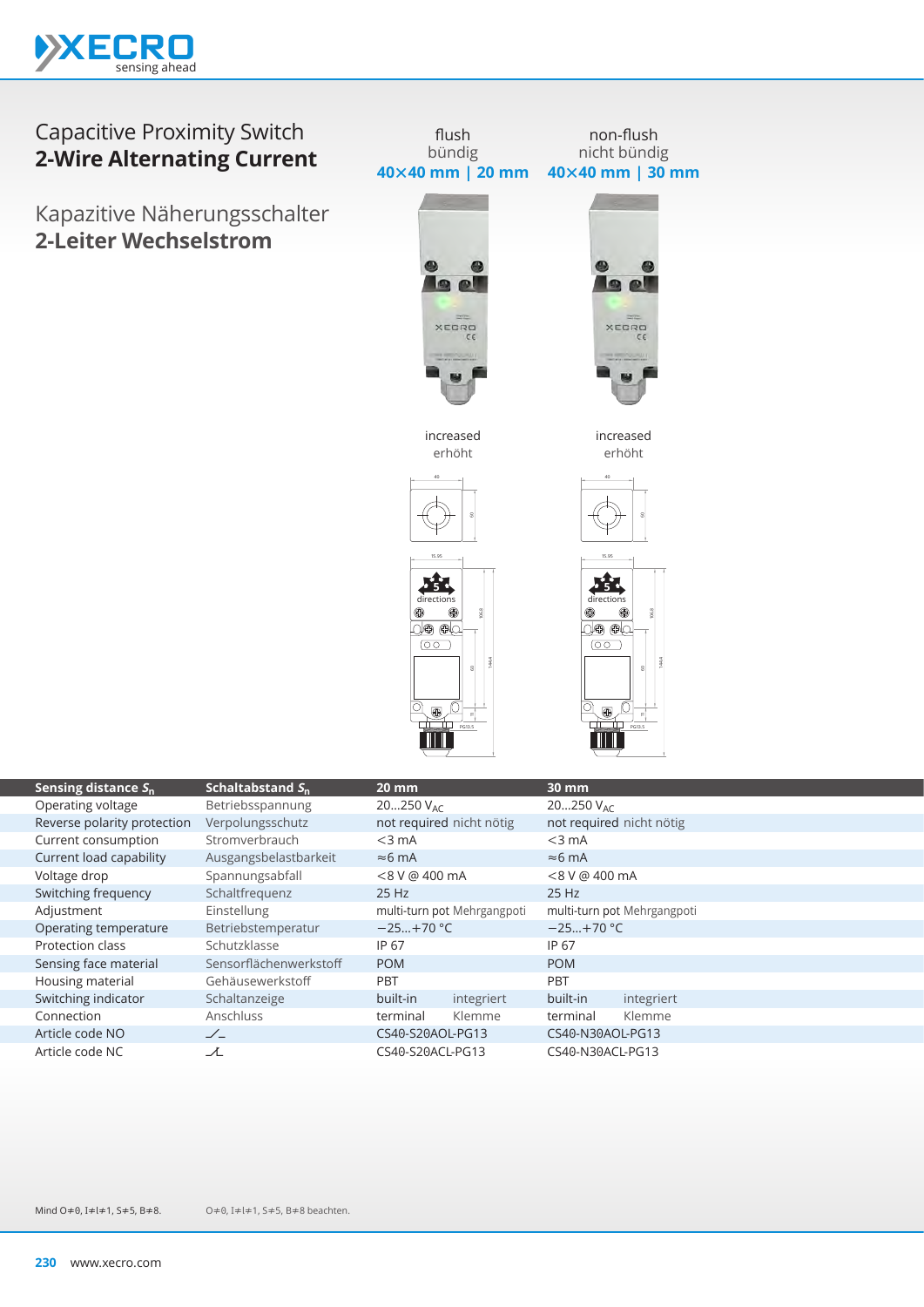# Capacitive Proximity Switch
## **2-Wire Alternating Current**

# Kapazitive Näherungsschalter
## **2-Leiter Wechselstrom**

| flush<br>bündig<br>**40×40 mm \| 20 mm** | non-flush<br>nicht bündig<br>**40×40 mm \| 30 mm** |
|---|---|
| increased<br>erhöht | increased<br>erhöht |

| Sensing distance $S_n$ | Schaltabstand $S_n$ | 20 mm | 30 mm |
|---|---|---|---|
| Operating voltage | Betriebsspannung | 20…250 $V_{AC}$ | 20…250 $V_{AC}$ |
| Reverse polarity protection | Verpolungsschutz | not required nicht nötig | not required nicht nötig |
| Current consumption | Stromverbrauch | <3 mA | <3 mA |
| Current load capability | Ausgangsbelastbarkeit | ≈6 mA | ≈6 mA |
| Voltage drop | Spannungsabfall | <8 V @ 400 mA | <8 V @ 400 mA |
| Switching frequency | Schaltfrequenz | 25 Hz | 25 Hz |
| Adjustment | Einstellung | multi-turn pot Mehrgangpoti | multi-turn pot Mehrgangpoti |
| Operating temperature | Betriebstemperatur | −25…+70 °C | −25…+70 °C |
| Protection class | Schutzklasse | IP 67 | IP 67 |
| Sensing face material | Sensorflächenwerkstoff | POM | POM |
| Housing material | Gehäusewerkstoff | PBT | PBT |
| Switching indicator | Schaltanzeige | built-in integriert | built-in integriert |
| Connection | Anschluss | terminal Klemme | terminal Klemme |
| Article code NO | | CS40-S20AOL-PG13 | CS40-N30AOL-PG13 |
| Article code NC | | CS40-S20ACL-PG13 | CS40-N30ACL-PG13 |

Mind O≠0, I≠l≠1, S≠5, B≠8.     O≠0, I≠l≠1, S≠5, B≠8 beachten.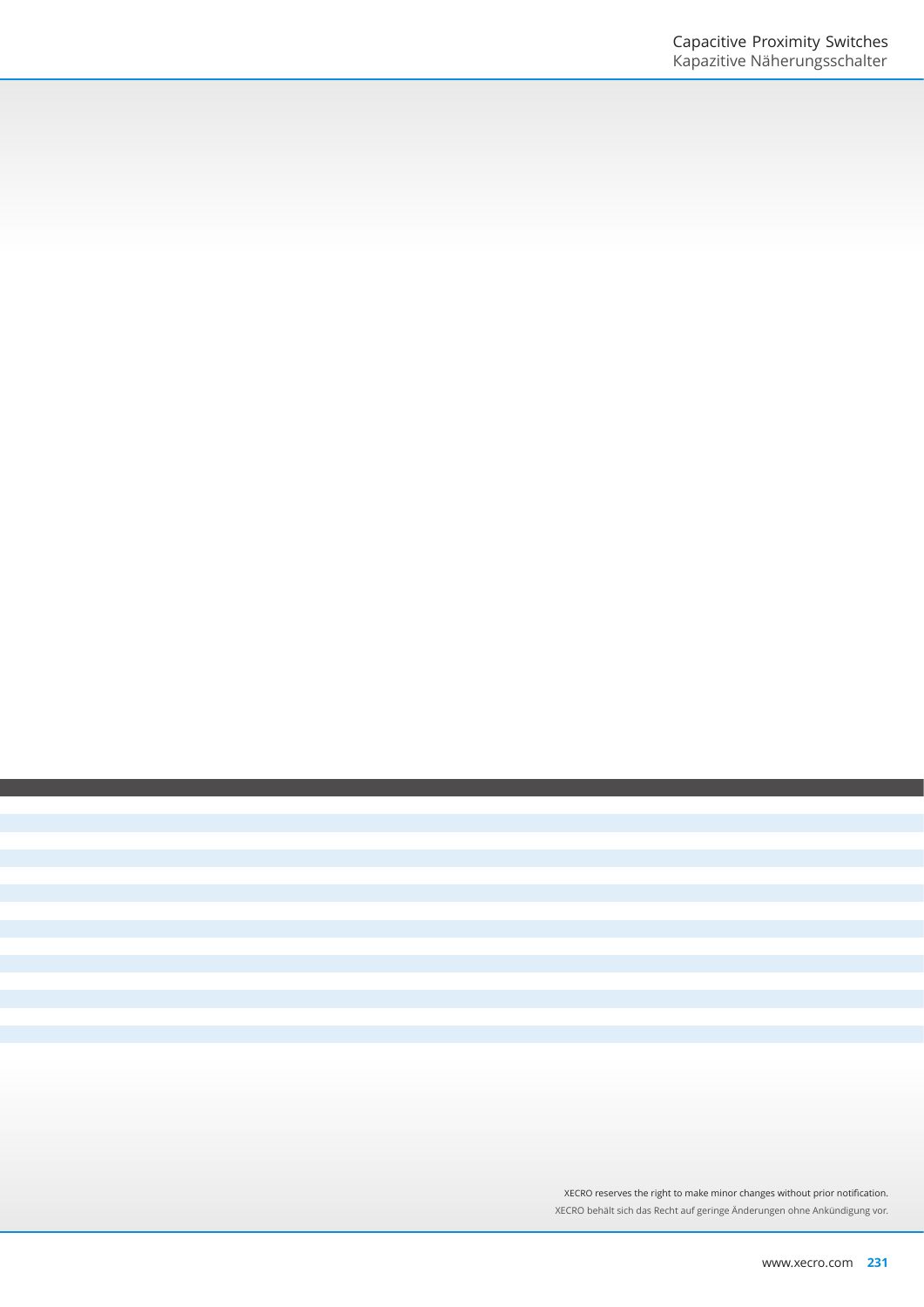XECRO reserves the right to make minor changes without prior notification.
XECRO behält sich das Recht auf geringe Änderungen ohne Ankündigung vor.